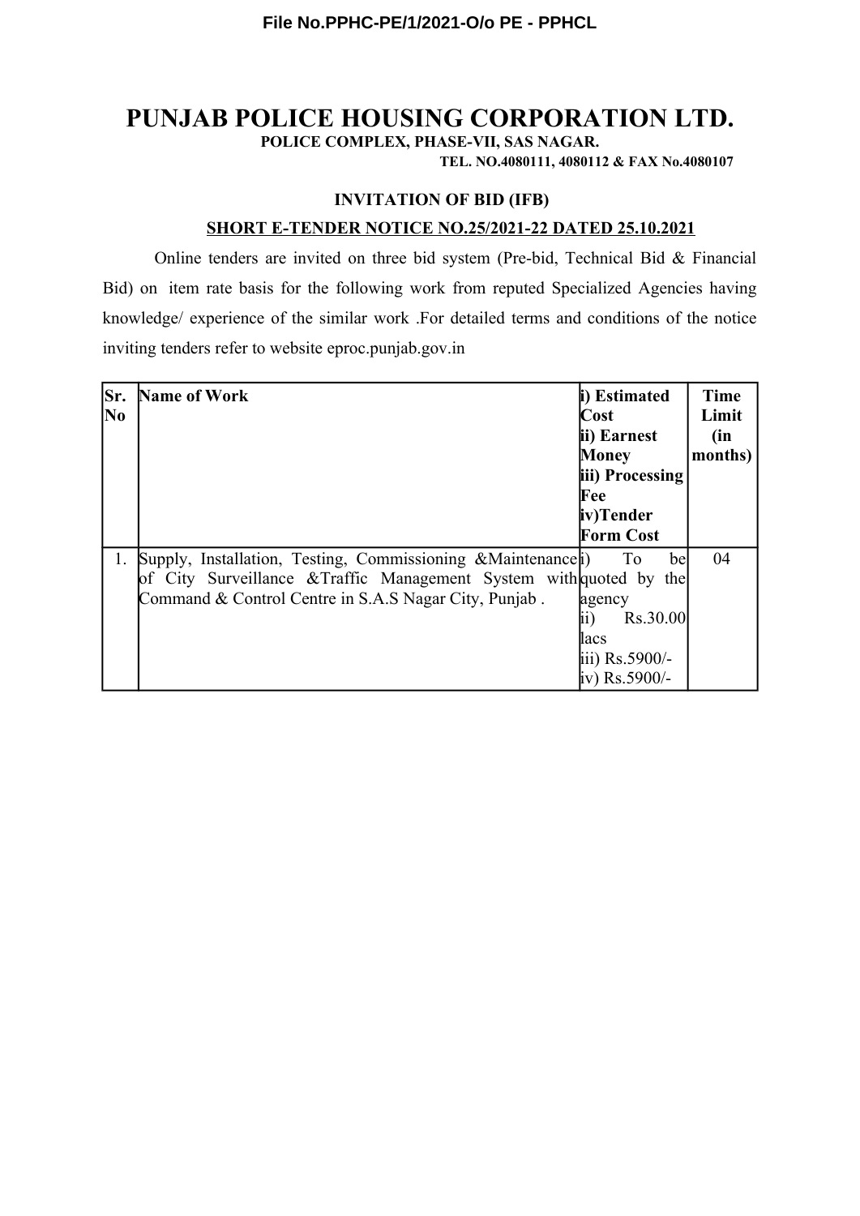# PUNJAB POLICE HOUSING CORPORATION LTD.

**POLICE COMPLEX, PHASE-VII, SAS NAGAR.**

**TEL. NO.4080111, 4080112 & FAX No.4080107**

**INVITATION OF BID (IFB)**

**SHORT E-TENDER NOTICE NO.25/2021-22 DATED 25.10.2021**

Online tenders are invited on three bid system (Pre-bid, Technical Bid & Financial Bid) on item rate basis for the following work from reputed Specialized Agencies having knowledge/ experience of the similar work .For detailed terms and conditions of the notice inviting tenders refer to website eproc.punjab.gov.in

| Sr. No | Name of Work | i) Estimated Cost<br>ii) Earnest Money<br>iii) Processing Fee<br>iv)Tender Form Cost | Time Limit (in months) |
|---|---|---|---|
| 1. | Supply, Installation, Testing, Commissioning &Maintenance of City Surveillance &Traffic Management System with Command & Control Centre in S.A.S Nagar City, Punjab . | i) To be quoted by the agency<br>ii) Rs.30.00 lacs<br>iii) Rs.5900/-<br>iv) Rs.5900/- | 04 |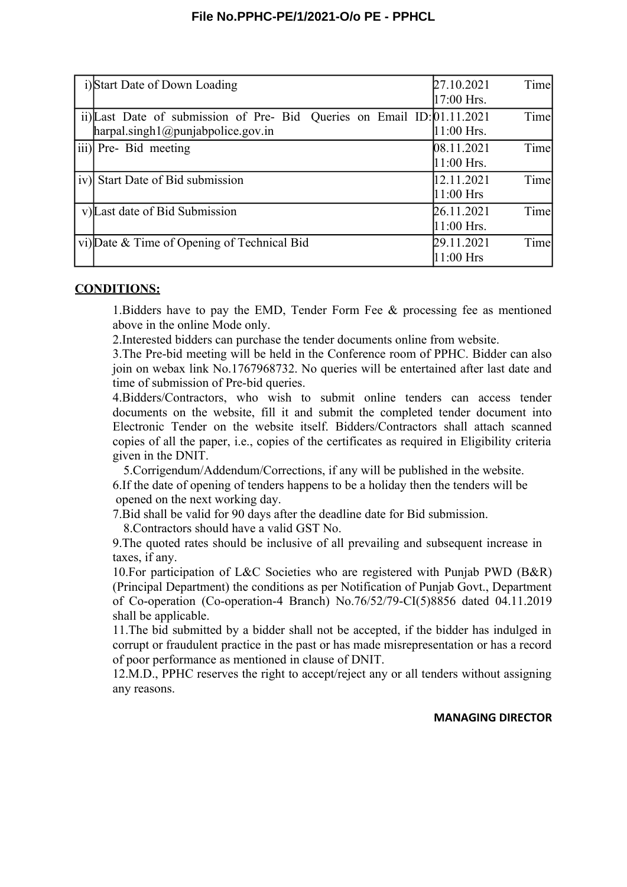| | | |
|---|---|---|
| i) | Start Date of Down Loading | 27.10.2021 Time 17:00 Hrs. |
| ii) | Last Date of submission of Pre- Bid Queries on Email ID: harpal.singh1@punjabpolice.gov.in | 01.11.2021 Time 11:00 Hrs. |
| iii) | Pre- Bid meeting | 08.11.2021 Time 11:00 Hrs. |
| iv) | Start Date of Bid submission | 12.11.2021 Time 11:00 Hrs |
| v) | Last date of Bid Submission | 26.11.2021 Time 11:00 Hrs. |
| vi) | Date & Time of Opening of Technical Bid | 29.11.2021 Time 11:00 Hrs |

**CONDITIONS:**

1.Bidders have to pay the EMD, Tender Form Fee & processing fee as mentioned above in the online Mode only.

2.Interested bidders can purchase the tender documents online from website.

3.The Pre-bid meeting will be held in the Conference room of PPHC. Bidder can also join on webax link No.1767968732. No queries will be entertained after last date and time of submission of Pre-bid queries.

4.Bidders/Contractors, who wish to submit online tenders can access tender documents on the website, fill it and submit the completed tender document into Electronic Tender on the website itself. Bidders/Contractors shall attach scanned copies of all the paper, i.e., copies of the certificates as required in Eligibility criteria given in the DNIT.

5.Corrigendum/Addendum/Corrections, if any will be published in the website.

6.If the date of opening of tenders happens to be a holiday then the tenders will be opened on the next working day.

7.Bid shall be valid for 90 days after the deadline date for Bid submission.

8.Contractors should have a valid GST No.

9.The quoted rates should be inclusive of all prevailing and subsequent increase in taxes, if any.

10.For participation of L&C Societies who are registered with Punjab PWD (B&R) (Principal Department) the conditions as per Notification of Punjab Govt., Department of Co-operation (Co-operation-4 Branch) No.76/52/79-CI(5)8856 dated 04.11.2019 shall be applicable.

11.The bid submitted by a bidder shall not be accepted, if the bidder has indulged in corrupt or fraudulent practice in the past or has made misrepresentation or has a record of poor performance as mentioned in clause of DNIT.

12.M.D., PPHC reserves the right to accept/reject any or all tenders without assigning any reasons.

**MANAGING DIRECTOR**